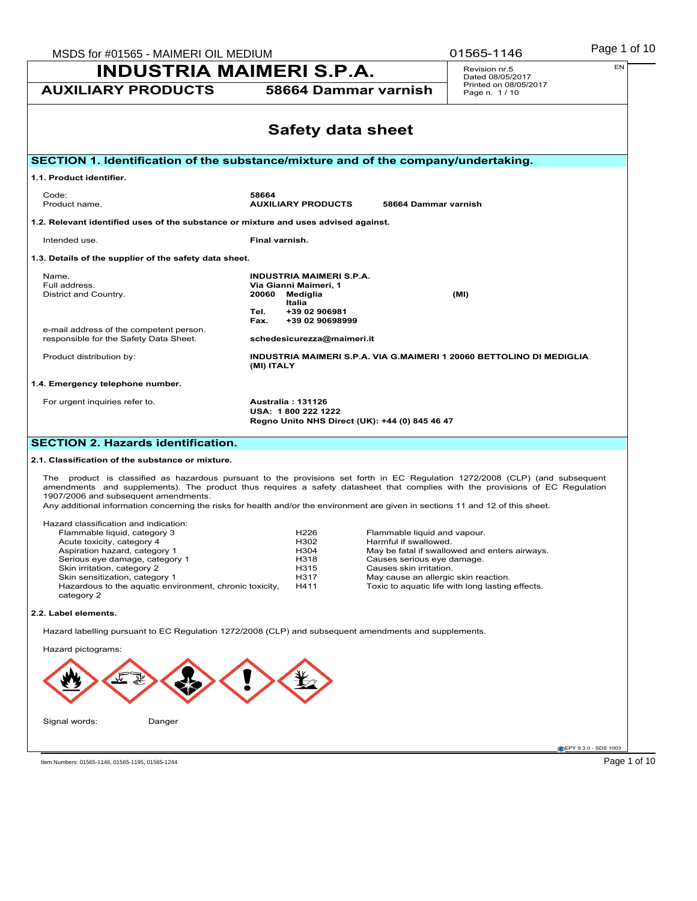# INDUSTRIA MAIMERI S.P.A.

**AUXILIARY PRODUCTS** **58664 Dammar varnish**

Revision nr.5
Dated 08/05/2017
Printed on 08/05/2017
Page n. 1 / 10

## Safety data sheet

## SECTION 1. Identification of the substance/mixture and of the company/undertaking.

### 1.1. Product identifier.

| | |
|---|---|
| Code: | **58664** |
| Product name. | **AUXILIARY PRODUCTS 58664 Dammar varnish** |

### 1.2. Relevant identified uses of the substance or mixture and uses advised against.

| | |
|---|---|
| Intended use. | **Final varnish.** |

### 1.3. Details of the supplier of the safety data sheet.

| | |
|---|---|
| Name. | **INDUSTRIA MAIMERI S.P.A.** |
| Full address. | **Via Gianni Maimeri, 1** |
| District and Country. | **20060 Mediglia (MI)** **Italia** |
| | **Tel. +39 02 906981** |
| | **Fax. +39 02 90698999** |
| e-mail address of the competent person. responsible for the Safety Data Sheet. | **schedesicurezza@maimeri.it** |
| Product distribution by: | **INDUSTRIA MAIMERI S.P.A. VIA G.MAIMERI 1 20060 BETTOLINO DI MEDIGLIA (MI) ITALY** |

### 1.4. Emergency telephone number.

| | |
|---|---|
| For urgent inquiries refer to. | **Australia : 131126** **USA: 1 800 222 1222** **Regno Unito NHS Direct (UK): +44 (0) 845 46 47** |

## SECTION 2. Hazards identification.

### 2.1. Classification of the substance or mixture.

The product is classified as hazardous pursuant to the provisions set forth in EC Regulation 1272/2008 (CLP) (and subsequent amendments and supplements). The product thus requires a safety datasheet that complies with the provisions of EC Regulation 1907/2006 and subsequent amendments.
Any additional information concerning the risks for health and/or the environment are given in sections 11 and 12 of this sheet.

Hazard classification and indication:

| | | |
|---|---|---|
| Flammable liquid, category 3 | H226 | Flammable liquid and vapour. |
| Acute toxicity, category 4 | H302 | Harmful if swallowed. |
| Aspiration hazard, category 1 | H304 | May be fatal if swallowed and enters airways. |
| Serious eye damage, category 1 | H318 | Causes serious eye damage. |
| Skin irritation, category 2 | H315 | Causes skin irritation. |
| Skin sensitization, category 1 | H317 | May cause an allergic skin reaction. |
| Hazardous to the aquatic environment, chronic toxicity, category 2 | H411 | Toxic to aquatic life with long lasting effects. |

### 2.2. Label elements.

Hazard labelling pursuant to EC Regulation 1272/2008 (CLP) and subsequent amendments and supplements.

Hazard pictograms:

Signal words: Danger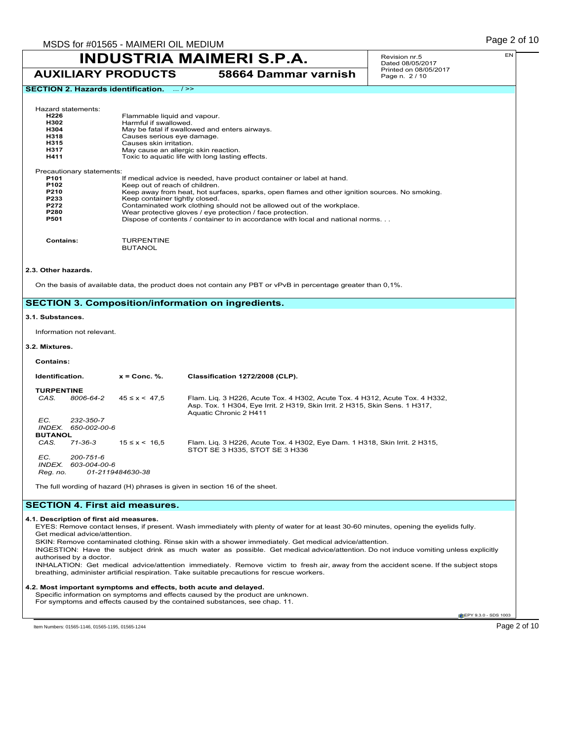**INDUSTRIA MAIMERI S.P.A.**

**AUXILIARY PRODUCTS** **58664 Dammar varnish**

Revision nr.5
Dated 08/05/2017
Printed on 08/05/2017
Page n. 2 / 10

## SECTION 2. Hazards identification. ... / >>

Hazard statements:

| | |
|---|---|
| **H226** | Flammable liquid and vapour. |
| **H302** | Harmful if swallowed. |
| **H304** | May be fatal if swallowed and enters airways. |
| **H318** | Causes serious eye damage. |
| **H315** | Causes skin irritation. |
| **H317** | May cause an allergic skin reaction. |
| **H411** | Toxic to aquatic life with long lasting effects. |

Precautionary statements:

| | |
|---|---|
| **P101** | If medical advice is needed, have product container or label at hand. |
| **P102** | Keep out of reach of children. |
| **P210** | Keep away from heat, hot surfaces, sparks, open flames and other ignition sources. No smoking. |
| **P233** | Keep container tightly closed. |
| **P272** | Contaminated work clothing should not be allowed out of the workplace. |
| **P280** | Wear protective gloves / eye protection / face protection. |
| **P501** | Dispose of contents / container to in accordance with local and national norms. . . |

**Contains:** TURPENTINE
BUTANOL

### 2.3. Other hazards.

On the basis of available data, the product does not contain any PBT or vPvB in percentage greater than 0,1%.

## SECTION 3. Composition/information on ingredients.

### 3.1. Substances.

Information not relevant.

### 3.2. Mixtures.

**Contains:**

| **Identification.** | **x = Conc. %.** | **Classification 1272/2008 (CLP).** |
|---|---|---|
| **TURPENTINE** | | |
| *CAS. 8006-64-2* | 45 ≤ x < 47,5 | Flam. Liq. 3 H226, Acute Tox. 4 H302, Acute Tox. 4 H312, Acute Tox. 4 H332, Asp. Tox. 1 H304, Eye Irrit. 2 H319, Skin Irrit. 2 H315, Skin Sens. 1 H317, Aquatic Chronic 2 H411 |
| *EC. 232-350-7* | | |
| *INDEX. 650-002-00-6* | | |
| **BUTANOL** | | |
| *CAS. 71-36-3* | 15 ≤ x < 16,5 | Flam. Liq. 3 H226, Acute Tox. 4 H302, Eye Dam. 1 H318, Skin Irrit. 2 H315, STOT SE 3 H335, STOT SE 3 H336 |
| *EC. 200-751-6* | | |
| *INDEX. 603-004-00-6* | | |
| *Reg. no. 01-2119484630-38* | | |

The full wording of hazard (H) phrases is given in section 16 of the sheet.

## SECTION 4. First aid measures.

### 4.1. Description of first aid measures.

EYES: Remove contact lenses, if present. Wash immediately with plenty of water for at least 30-60 minutes, opening the eyelids fully. Get medical advice/attention.

SKIN: Remove contaminated clothing. Rinse skin with a shower immediately. Get medical advice/attention.

INGESTION: Have the subject drink as much water as possible. Get medical advice/attention. Do not induce vomiting unless explicitly authorised by a doctor.

INHALATION: Get medical advice/attention immediately. Remove victim to fresh air, away from the accident scene. If the subject stops breathing, administer artificial respiration. Take suitable precautions for rescue workers.

### 4.2. Most important symptoms and effects, both acute and delayed.

Specific information on symptoms and effects caused by the product are unknown.
For symptoms and effects caused by the contained substances, see chap. 11.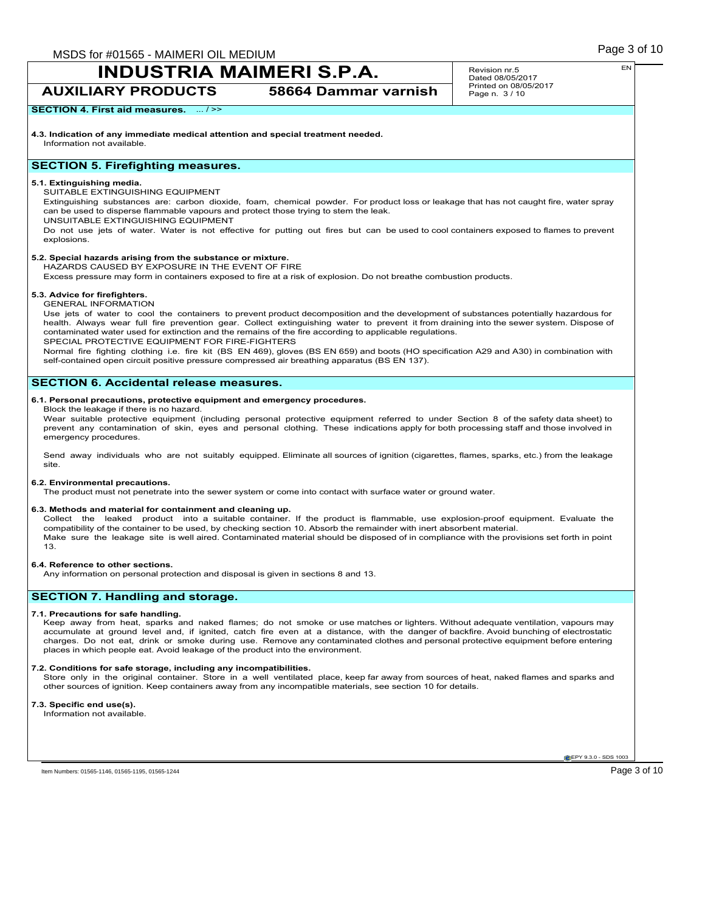**SECTION 4. First aid measures.** ... / >>

**4.3. Indication of any immediate medical attention and special treatment needed.**

Information not available.

## SECTION 5. Firefighting measures.

**5.1. Extinguishing media.**

SUITABLE EXTINGUISHING EQUIPMENT

Extinguishing substances are: carbon dioxide, foam, chemical powder. For product loss or leakage that has not caught fire, water spray can be used to disperse flammable vapours and protect those trying to stem the leak.

UNSUITABLE EXTINGUISHING EQUIPMENT

Do not use jets of water. Water is not effective for putting out fires but can be used to cool containers exposed to flames to prevent explosions.

**5.2. Special hazards arising from the substance or mixture.**

HAZARDS CAUSED BY EXPOSURE IN THE EVENT OF FIRE

Excess pressure may form in containers exposed to fire at a risk of explosion. Do not breathe combustion products.

**5.3. Advice for firefighters.**

GENERAL INFORMATION

Use jets of water to cool the containers to prevent product decomposition and the development of substances potentially hazardous for health. Always wear full fire prevention gear. Collect extinguishing water to prevent it from draining into the sewer system. Dispose of contaminated water used for extinction and the remains of the fire according to applicable regulations.

SPECIAL PROTECTIVE EQUIPMENT FOR FIRE-FIGHTERS

Normal fire fighting clothing i.e. fire kit (BS EN 469), gloves (BS EN 659) and boots (HO specification A29 and A30) in combination with self-contained open circuit positive pressure compressed air breathing apparatus (BS EN 137).

## SECTION 6. Accidental release measures.

**6.1. Personal precautions, protective equipment and emergency procedures.**

Block the leakage if there is no hazard.

Wear suitable protective equipment (including personal protective equipment referred to under Section 8 of the safety data sheet) to prevent any contamination of skin, eyes and personal clothing. These indications apply for both processing staff and those involved in emergency procedures.

Send away individuals who are not suitably equipped. Eliminate all sources of ignition (cigarettes, flames, sparks, etc.) from the leakage site.

**6.2. Environmental precautions.**

The product must not penetrate into the sewer system or come into contact with surface water or ground water.

**6.3. Methods and material for containment and cleaning up.**

Collect the leaked product into a suitable container. If the product is flammable, use explosion-proof equipment. Evaluate the compatibility of the container to be used, by checking section 10. Absorb the remainder with inert absorbent material.

Make sure the leakage site is well aired. Contaminated material should be disposed of in compliance with the provisions set forth in point 13.

**6.4. Reference to other sections.**

Any information on personal protection and disposal is given in sections 8 and 13.

## SECTION 7. Handling and storage.

**7.1. Precautions for safe handling.**

Keep away from heat, sparks and naked flames; do not smoke or use matches or lighters. Without adequate ventilation, vapours may accumulate at ground level and, if ignited, catch fire even at a distance, with the danger of backfire. Avoid bunching of electrostatic charges. Do not eat, drink or smoke during use. Remove any contaminated clothes and personal protective equipment before entering places in which people eat. Avoid leakage of the product into the environment.

**7.2. Conditions for safe storage, including any incompatibilities.**

Store only in the original container. Store in a well ventilated place, keep far away from sources of heat, naked flames and sparks and other sources of ignition. Keep containers away from any incompatible materials, see section 10 for details.

**7.3. Specific end use(s).**

Information not available.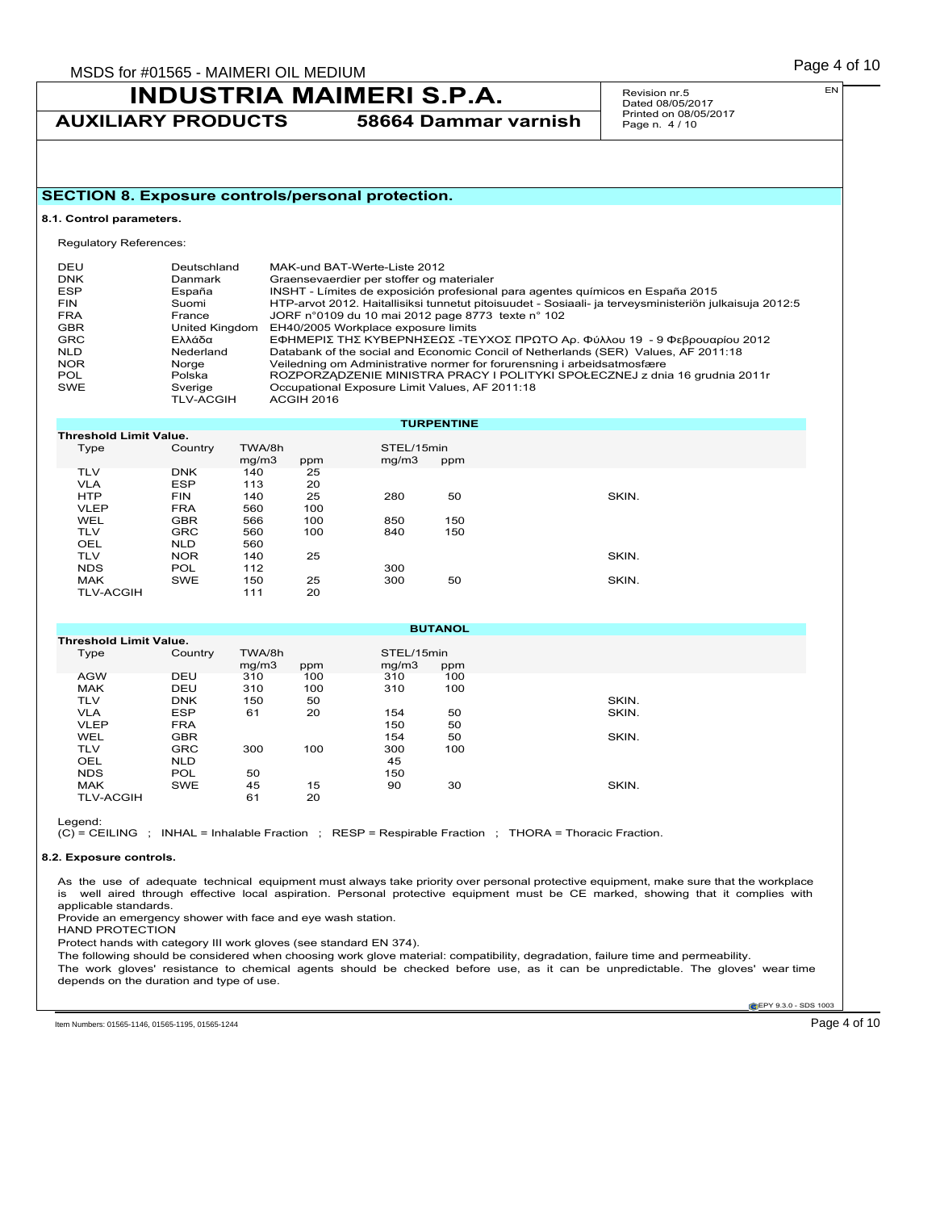## SECTION 8. Exposure controls/personal protection.

### 8.1. Control parameters.

Regulatory References:

| | | |
|---|---|---|
| DEU | Deutschland | MAK-und BAT-Werte-Liste 2012 |
| DNK | Danmark | Graensevaerdier per stoffer og materialer |
| ESP | España | INSHT - Límites de exposición profesional para agentes químicos en España 2015 |
| FIN | Suomi | HTP-arvot 2012. Haitallisiksi tunnetut pitoisuudet - Sosiaali- ja terveysministeriön julkaisuja 2012:5 |
| FRA | France | JORF n°0109 du 10 mai 2012 page 8773 texte n° 102 |
| GBR | United Kingdom | EH40/2005 Workplace exposure limits |
| GRC | Ελλάδα | ΕΦΗΜΕΡΙΣ ΤΗΣ ΚΥΒΕΡΝΗΣΕΩΣ -ΤΕΥΧΟΣ ΠΡΩΤΟ Αρ. Φύλλου 19 - 9 Φεβρουαρίου 2012 |
| NLD | Nederland | Databank of the social and Economic Concil of Netherlands (SER) Values, AF 2011:18 |
| NOR | Norge | Veiledning om Administrative normer for forurensning i arbeidsatmosfære |
| POL | Polska | ROZPORZĄDZENIE MINISTRA PRACY I POLITYKI SPOŁECZNEJ z dnia 16 grudnia 2011r |
| SWE | Sverige | Occupational Exposure Limit Values, AF 2011:18 |
| | TLV-ACGIH | ACGIH 2016 |

**TURPENTINE**

| Threshold Limit Value. | | | | | | |
|---|---|---|---|---|---|---|
| Type | Country | TWA/8h | | STEL/15min | | |
| | | mg/m3 | ppm | mg/m3 | ppm | |
| TLV | DNK | 140 | 25 | | | |
| VLA | ESP | 113 | 20 | | | |
| HTP | FIN | 140 | 25 | 280 | 50 | SKIN. |
| VLEP | FRA | 560 | 100 | | | |
| WEL | GBR | 566 | 100 | 850 | 150 | |
| TLV | GRC | 560 | 100 | 840 | 150 | |
| OEL | NLD | 560 | | | | |
| TLV | NOR | 140 | 25 | | | SKIN. |
| NDS | POL | 112 | | 300 | | |
| MAK | SWE | 150 | 25 | 300 | 50 | SKIN. |
| TLV-ACGIH | | 111 | 20 | | | |

**BUTANOL**

| Threshold Limit Value. | | | | | | |
|---|---|---|---|---|---|---|
| Type | Country | TWA/8h | | STEL/15min | | |
| | | mg/m3 | ppm | mg/m3 | ppm | |
| AGW | DEU | 310 | 100 | 310 | 100 | |
| MAK | DEU | 310 | 100 | 310 | 100 | |
| TLV | DNK | 150 | 50 | | | SKIN. |
| VLA | ESP | 61 | 20 | 154 | 50 | SKIN. |
| VLEP | FRA | | | 150 | 50 | |
| WEL | GBR | | | 154 | 50 | SKIN. |
| TLV | GRC | 300 | 100 | 300 | 100 | |
| OEL | NLD | | | 45 | | |
| NDS | POL | 50 | | 150 | | |
| MAK | SWE | 45 | 15 | 90 | 30 | SKIN. |
| TLV-ACGIH | | 61 | 20 | | | |

Legend:
(C) = CEILING ; INHAL = Inhalable Fraction ; RESP = Respirable Fraction ; THORA = Thoracic Fraction.

### 8.2. Exposure controls.

As the use of adequate technical equipment must always take priority over personal protective equipment, make sure that the workplace is well aired through effective local aspiration. Personal protective equipment must be CE marked, showing that it complies with applicable standards.
Provide an emergency shower with face and eye wash station.
HAND PROTECTION
Protect hands with category III work gloves (see standard EN 374).
The following should be considered when choosing work glove material: compatibility, degradation, failure time and permeability.
The work gloves' resistance to chemical agents should be checked before use, as it can be unpredictable. The gloves' wear time depends on the duration and type of use.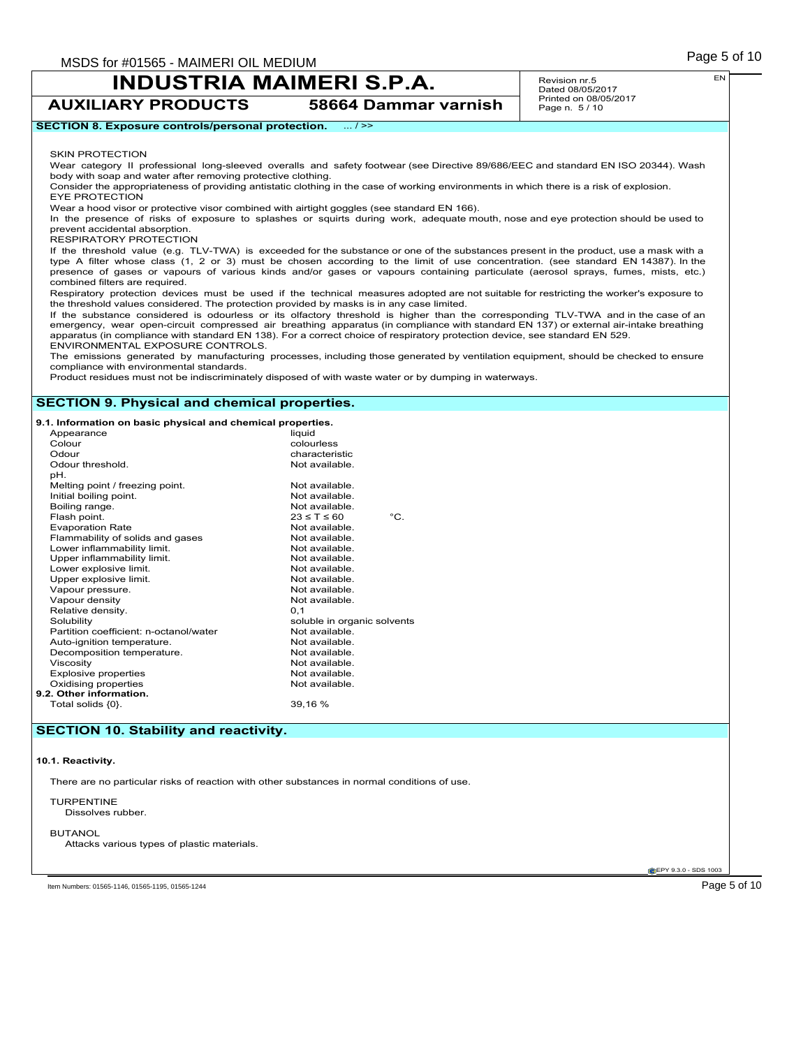## SECTION 8. Exposure controls/personal protection. ... / >>

SKIN PROTECTION

Wear category II professional long-sleeved overalls and safety footwear (see Directive 89/686/EEC and standard EN ISO 20344). Wash body with soap and water after removing protective clothing.

Consider the appropriateness of providing antistatic clothing in the case of working environments in which there is a risk of explosion.

EYE PROTECTION

Wear a hood visor or protective visor combined with airtight goggles (see standard EN 166).

In the presence of risks of exposure to splashes or squirts during work, adequate mouth, nose and eye protection should be used to prevent accidental absorption.

RESPIRATORY PROTECTION

If the threshold value (e.g. TLV-TWA) is exceeded for the substance or one of the substances present in the product, use a mask with a type A filter whose class (1, 2 or 3) must be chosen according to the limit of use concentration. (see standard EN 14387). In the presence of gases or vapours of various kinds and/or gases or vapours containing particulate (aerosol sprays, fumes, mists, etc.) combined filters are required.

Respiratory protection devices must be used if the technical measures adopted are not suitable for restricting the worker's exposure to the threshold values considered. The protection provided by masks is in any case limited.

If the substance considered is odourless or its olfactory threshold is higher than the corresponding TLV-TWA and in the case of an emergency, wear open-circuit compressed air breathing apparatus (in compliance with standard EN 137) or external air-intake breathing apparatus (in compliance with standard EN 138). For a correct choice of respiratory protection device, see standard EN 529.

ENVIRONMENTAL EXPOSURE CONTROLS.

The emissions generated by manufacturing processes, including those generated by ventilation equipment, should be checked to ensure compliance with environmental standards.

Product residues must not be indiscriminately disposed of with waste water or by dumping in waterways.

## SECTION 9. Physical and chemical properties.

### 9.1. Information on basic physical and chemical properties.

| Property | Value |
|---|---|
| Appearance | liquid |
| Colour | colourless |
| Odour | characteristic |
| Odour threshold. | Not available. |
| pH. | |
| Melting point / freezing point. | Not available. |
| Initial boiling point. | Not available. |
| Boiling range. | Not available. |
| Flash point. | $23 \leq T \leq 60$ °C. |
| Evaporation Rate | Not available. |
| Flammability of solids and gases | Not available. |
| Lower inflammability limit. | Not available. |
| Upper inflammability limit. | Not available. |
| Lower explosive limit. | Not available. |
| Upper explosive limit. | Not available. |
| Vapour pressure. | Not available. |
| Vapour density | Not available. |
| Relative density. | 0,1 |
| Solubility | soluble in organic solvents |
| Partition coefficient: n-octanol/water | Not available. |
| Auto-ignition temperature. | Not available. |
| Decomposition temperature. | Not available. |
| Viscosity | Not available. |
| Explosive properties | Not available. |
| Oxidising properties | Not available. |

### 9.2. Other information.

| Property | Value |
|---|---|
| Total solids {0}. | 39,16 % |

## SECTION 10. Stability and reactivity.

### 10.1. Reactivity.

There are no particular risks of reaction with other substances in normal conditions of use.

TURPENTINE

Dissolves rubber.

BUTANOL

Attacks various types of plastic materials.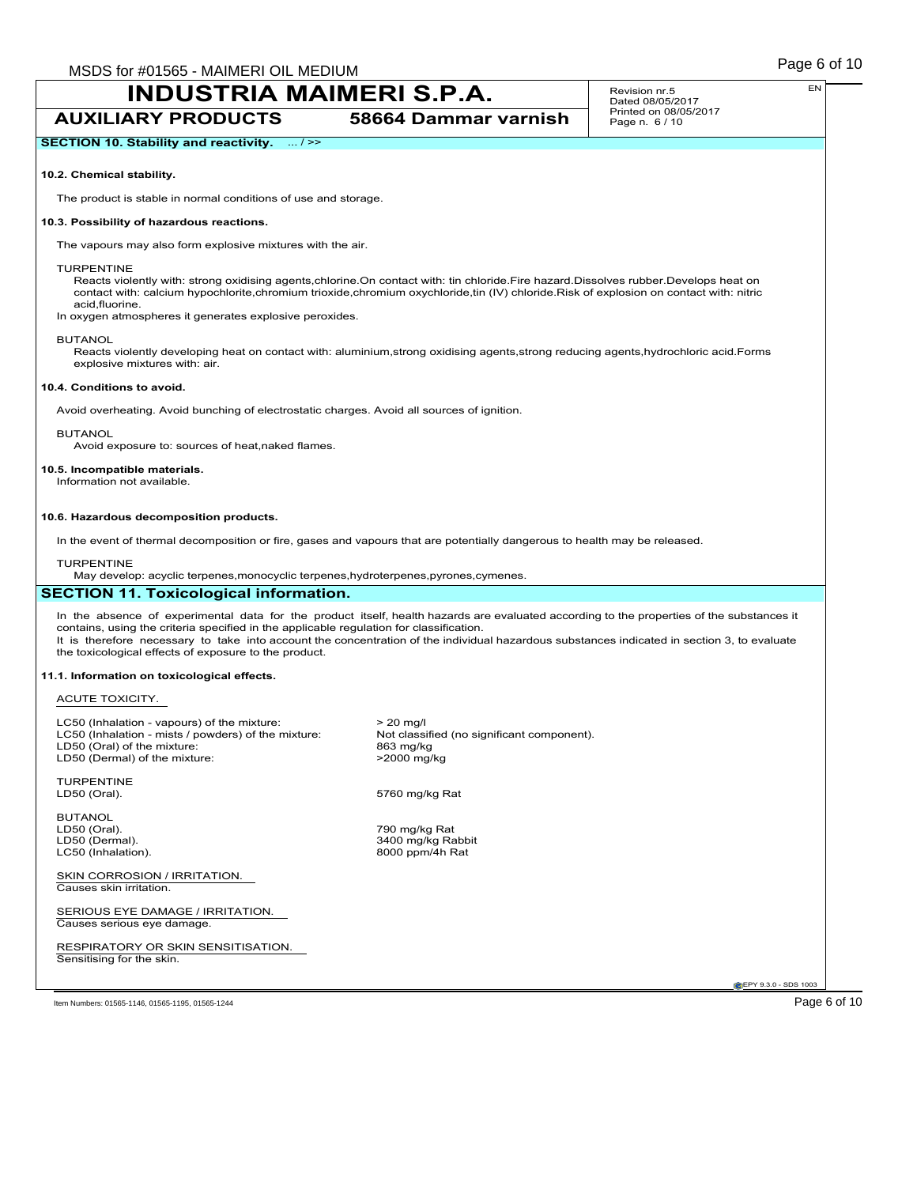## SECTION 10. Stability and reactivity. ... / >>

**10.2. Chemical stability.**

The product is stable in normal conditions of use and storage.

**10.3. Possibility of hazardous reactions.**

The vapours may also form explosive mixtures with the air.

TURPENTINE
Reacts violently with: strong oxidising agents,chlorine.On contact with: tin chloride.Fire hazard.Dissolves rubber.Develops heat on contact with: calcium hypochlorite,chromium trioxide,chromium oxychloride,tin (IV) chloride.Risk of explosion on contact with: nitric acid,fluorine.
In oxygen atmospheres it generates explosive peroxides.

BUTANOL
Reacts violently developing heat on contact with: aluminium,strong oxidising agents,strong reducing agents,hydrochloric acid.Forms explosive mixtures with: air.

**10.4. Conditions to avoid.**

Avoid overheating. Avoid bunching of electrostatic charges. Avoid all sources of ignition.

BUTANOL
Avoid exposure to: sources of heat,naked flames.

**10.5. Incompatible materials.**
Information not available.

**10.6. Hazardous decomposition products.**

In the event of thermal decomposition or fire, gases and vapours that are potentially dangerous to health may be released.

TURPENTINE
May develop: acyclic terpenes,monocyclic terpenes,hydroterpenes,pyrones,cymenes.

## SECTION 11. Toxicological information.

In the absence of experimental data for the product itself, health hazards are evaluated according to the properties of the substances it contains, using the criteria specified in the applicable regulation for classification.
It is therefore necessary to take into account the concentration of the individual hazardous substances indicated in section 3, to evaluate the toxicological effects of exposure to the product.

**11.1. Information on toxicological effects.**

ACUTE TOXICITY.

| | |
|---|---|
| LC50 (Inhalation - vapours) of the mixture: | > 20 mg/l |
| LC50 (Inhalation - mists / powders) of the mixture: | Not classified (no significant component). |
| LD50 (Oral) of the mixture: | 863 mg/kg |
| LD50 (Dermal) of the mixture: | >2000 mg/kg |

TURPENTINE

| | |
|---|---|
| LD50 (Oral). | 5760 mg/kg Rat |

BUTANOL

| | |
|---|---|
| LD50 (Oral). | 790 mg/kg Rat |
| LD50 (Dermal). | 3400 mg/kg Rabbit |
| LC50 (Inhalation). | 8000 ppm/4h Rat |

SKIN CORROSION / IRRITATION.
Causes skin irritation.

SERIOUS EYE DAMAGE / IRRITATION.
Causes serious eye damage.

RESPIRATORY OR SKIN SENSITISATION.
Sensitising for the skin.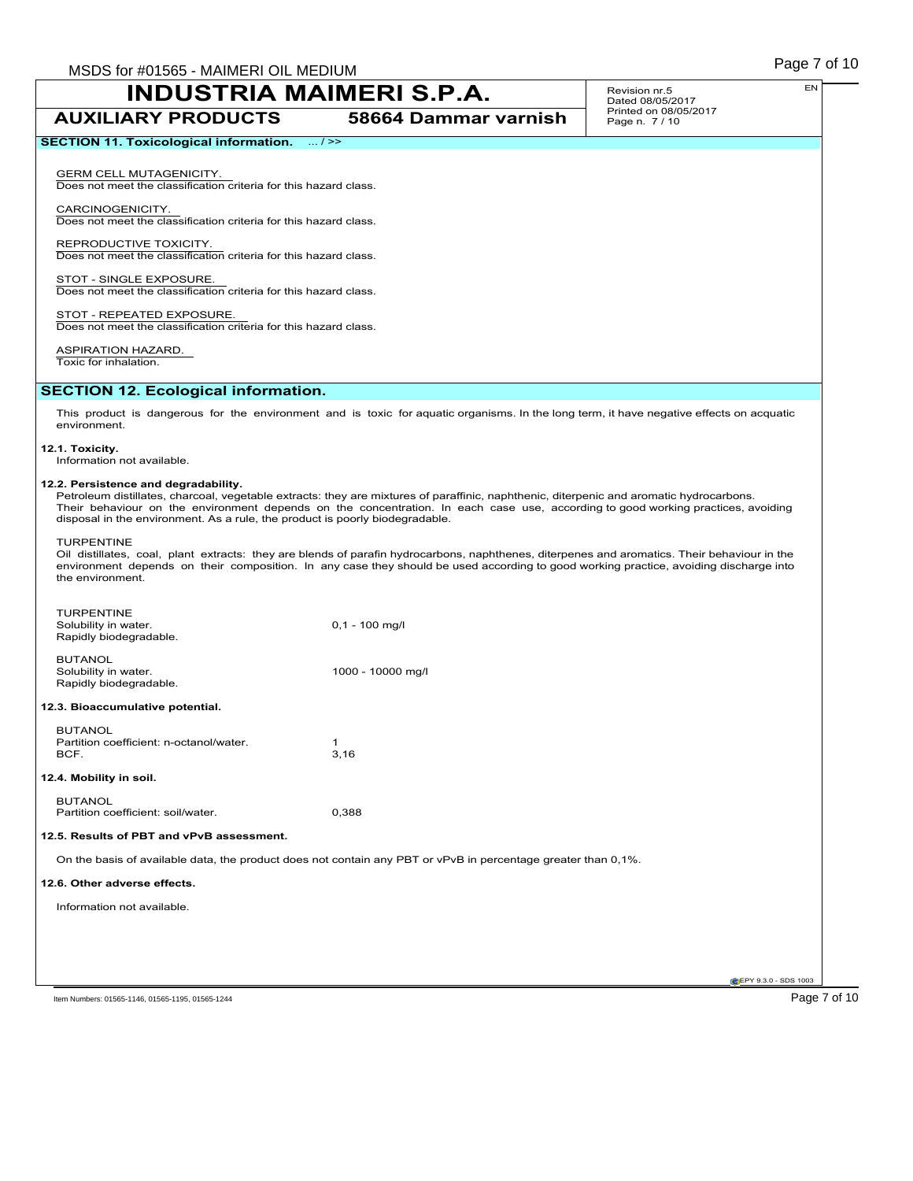## SECTION 11. Toxicological information. ... / >>

GERM CELL MUTAGENICITY.
Does not meet the classification criteria for this hazard class.

CARCINOGENICITY.
Does not meet the classification criteria for this hazard class.

REPRODUCTIVE TOXICITY.
Does not meet the classification criteria for this hazard class.

STOT - SINGLE EXPOSURE.
Does not meet the classification criteria for this hazard class.

STOT - REPEATED EXPOSURE.
Does not meet the classification criteria for this hazard class.

ASPIRATION HAZARD.
Toxic for inhalation.

## SECTION 12. Ecological information.

This product is dangerous for the environment and is toxic for aquatic organisms. In the long term, it have negative effects on acquatic environment.

**12.1. Toxicity.**

Information not available.

**12.2. Persistence and degradability.**

Petroleum distillates, charcoal, vegetable extracts: they are mixtures of paraffinic, naphthenic, diterpenic and aromatic hydrocarbons. Their behaviour on the environment depends on the concentration. In each case use, according to good working practices, avoiding disposal in the environment. As a rule, the product is poorly biodegradable.

TURPENTINE
Oil distillates, coal, plant extracts: they are blends of parafin hydrocarbons, naphthenes, diterpenes and aromatics. Their behaviour in the environment depends on their composition. In any case they should be used according to good working practice, avoiding discharge into the environment.

TURPENTINE
Solubility in water. 0,1 - 100 mg/l
Rapidly biodegradable.

BUTANOL
Solubility in water. 1000 - 10000 mg/l
Rapidly biodegradable.

**12.3. Bioaccumulative potential.**

BUTANOL
Partition coefficient: n-octanol/water. 1
BCF. 3,16

**12.4. Mobility in soil.**

BUTANOL
Partition coefficient: soil/water. 0,388

**12.5. Results of PBT and vPvB assessment.**

On the basis of available data, the product does not contain any PBT or vPvB in percentage greater than 0,1%.

**12.6. Other adverse effects.**

Information not available.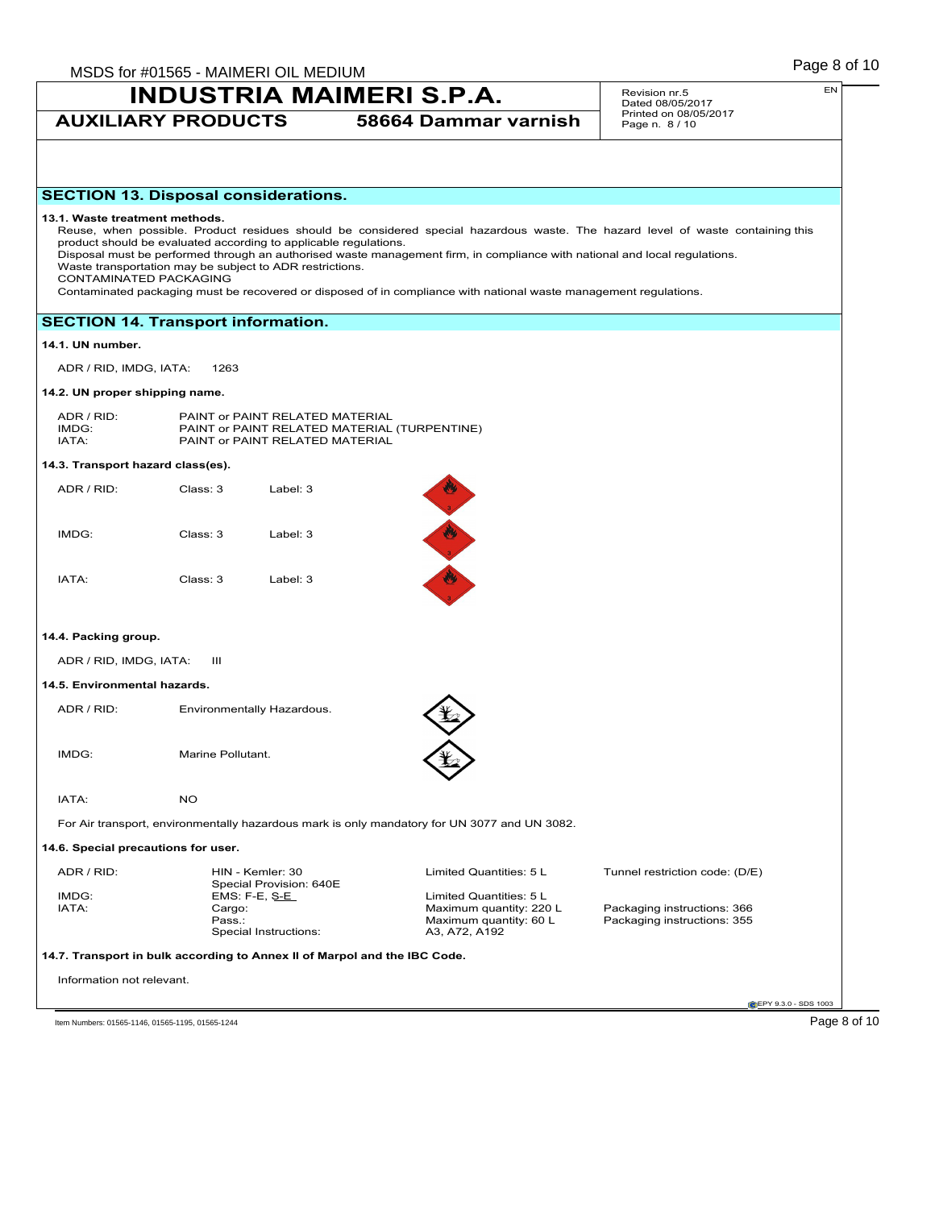## SECTION 13. Disposal considerations.

**13.1. Waste treatment methods.**

Reuse, when possible. Product residues should be considered special hazardous waste. The hazard level of waste containing this product should be evaluated according to applicable regulations.
Disposal must be performed through an authorised waste management firm, in compliance with national and local regulations.
Waste transportation may be subject to ADR restrictions.
CONTAMINATED PACKAGING
Contaminated packaging must be recovered or disposed of in compliance with national waste management regulations.

## SECTION 14. Transport information.

**14.1. UN number.**

ADR / RID, IMDG, IATA: 1263

**14.2. UN proper shipping name.**

| | |
|---|---|
| ADR / RID: | PAINT or PAINT RELATED MATERIAL |
| IMDG: | PAINT or PAINT RELATED MATERIAL (TURPENTINE) |
| IATA: | PAINT or PAINT RELATED MATERIAL |

**14.3. Transport hazard class(es).**

| | | |
|---|---|---|
| ADR / RID: | Class: 3 | Label: 3 |
| IMDG: | Class: 3 | Label: 3 |
| IATA: | Class: 3 | Label: 3 |

**14.4. Packing group.**

ADR / RID, IMDG, IATA: III

**14.5. Environmental hazards.**

| | |
|---|---|
| ADR / RID: | Environmentally Hazardous. |
| IMDG: | Marine Pollutant. |
| IATA: | NO |

For Air transport, environmentally hazardous mark is only mandatory for UN 3077 and UN 3082.

**14.6. Special precautions for user.**

| | | | |
|---|---|---|---|
| ADR / RID: | HIN - Kemler: 30<br>Special Provision: 640E | Limited Quantities: 5 L | Tunnel restriction code: (D/E) |
| IMDG: | EMS: F-E, S-E | Limited Quantities: 5 L | |
| IATA: | Cargo: | Maximum quantity: 220 L | Packaging instructions: 366 |
| | Pass.: | Maximum quantity: 60 L | Packaging instructions: 355 |
| | Special Instructions: | A3, A72, A192 | |

**14.7. Transport in bulk according to Annex II of Marpol and the IBC Code.**

Information not relevant.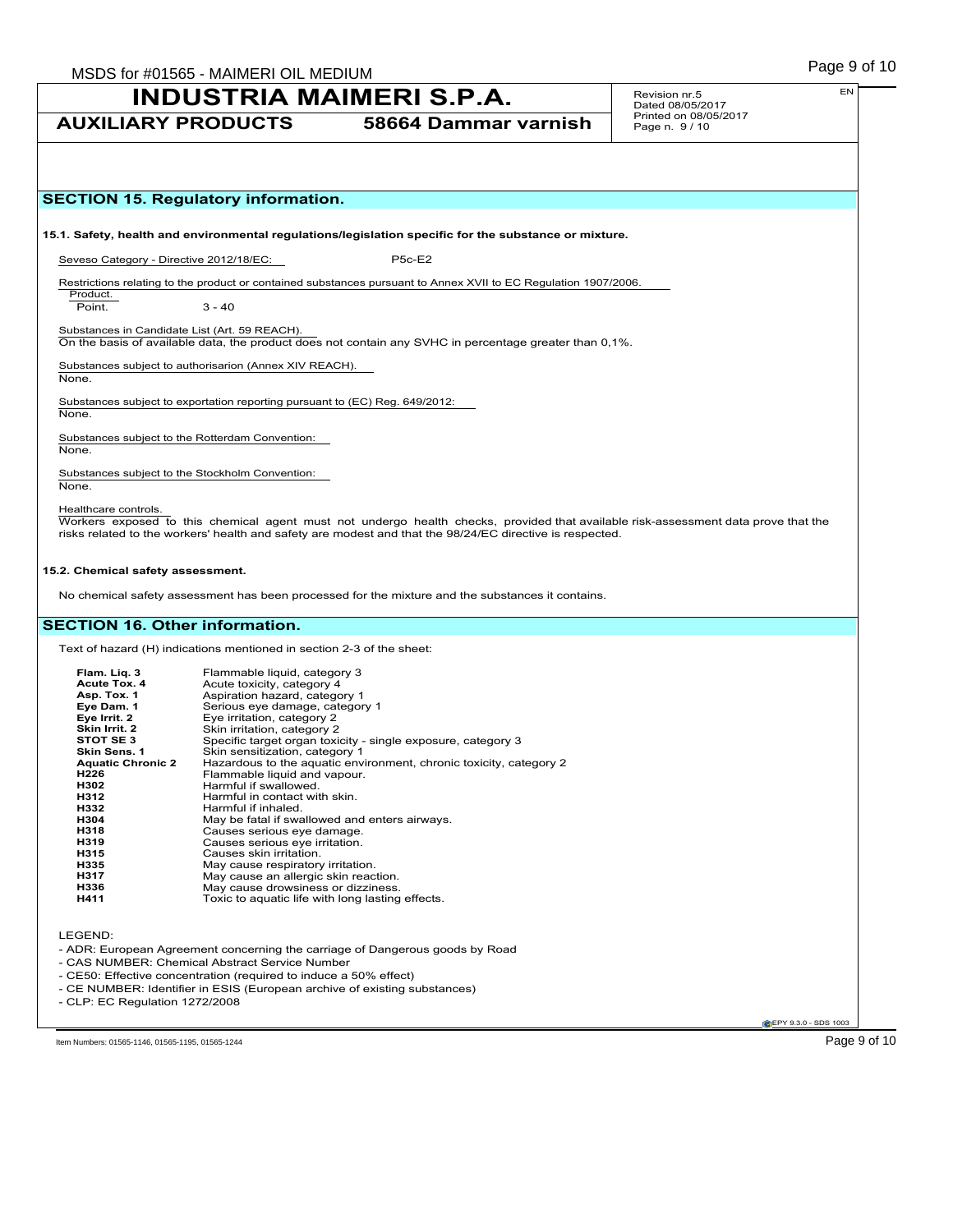## SECTION 15. Regulatory information.

**15.1. Safety, health and environmental regulations/legislation specific for the substance or mixture.**

Seveso Category - Directive 2012/18/EC: P5c-E2

Restrictions relating to the product or contained substances pursuant to Annex XVII to EC Regulation 1907/2006.

Product.

Point. 3 - 40

Substances in Candidate List (Art. 59 REACH).

On the basis of available data, the product does not contain any SVHC in percentage greater than 0,1%.

Substances subject to authorisarion (Annex XIV REACH).

None.

Substances subject to exportation reporting pursuant to (EC) Reg. 649/2012:

None.

Substances subject to the Rotterdam Convention:

None.

Substances subject to the Stockholm Convention:

None.

Healthcare controls.

Workers exposed to this chemical agent must not undergo health checks, provided that available risk-assessment data prove that the risks related to the workers' health and safety are modest and that the 98/24/EC directive is respected.

**15.2. Chemical safety assessment.**

No chemical safety assessment has been processed for the mixture and the substances it contains.

## SECTION 16. Other information.

Text of hazard (H) indications mentioned in section 2-3 of the sheet:

| | |
|---|---|
| **Flam. Liq. 3** | Flammable liquid, category 3 |
| **Acute Tox. 4** | Acute toxicity, category 4 |
| **Asp. Tox. 1** | Aspiration hazard, category 1 |
| **Eye Dam. 1** | Serious eye damage, category 1 |
| **Eye Irrit. 2** | Eye irritation, category 2 |
| **Skin Irrit. 2** | Skin irritation, category 2 |
| **STOT SE 3** | Specific target organ toxicity - single exposure, category 3 |
| **Skin Sens. 1** | Skin sensitization, category 1 |
| **Aquatic Chronic 2** | Hazardous to the aquatic environment, chronic toxicity, category 2 |
| **H226** | Flammable liquid and vapour. |
| **H302** | Harmful if swallowed. |
| **H312** | Harmful in contact with skin. |
| **H332** | Harmful if inhaled. |
| **H304** | May be fatal if swallowed and enters airways. |
| **H318** | Causes serious eye damage. |
| **H319** | Causes serious eye irritation. |
| **H315** | Causes skin irritation. |
| **H335** | May cause respiratory irritation. |
| **H317** | May cause an allergic skin reaction. |
| **H336** | May cause drowsiness or dizziness. |
| **H411** | Toxic to aquatic life with long lasting effects. |

LEGEND:

- ADR: European Agreement concerning the carriage of Dangerous goods by Road
- CAS NUMBER: Chemical Abstract Service Number
- CE50: Effective concentration (required to induce a 50% effect)
- CE NUMBER: Identifier in ESIS (European archive of existing substances)
- CLP: EC Regulation 1272/2008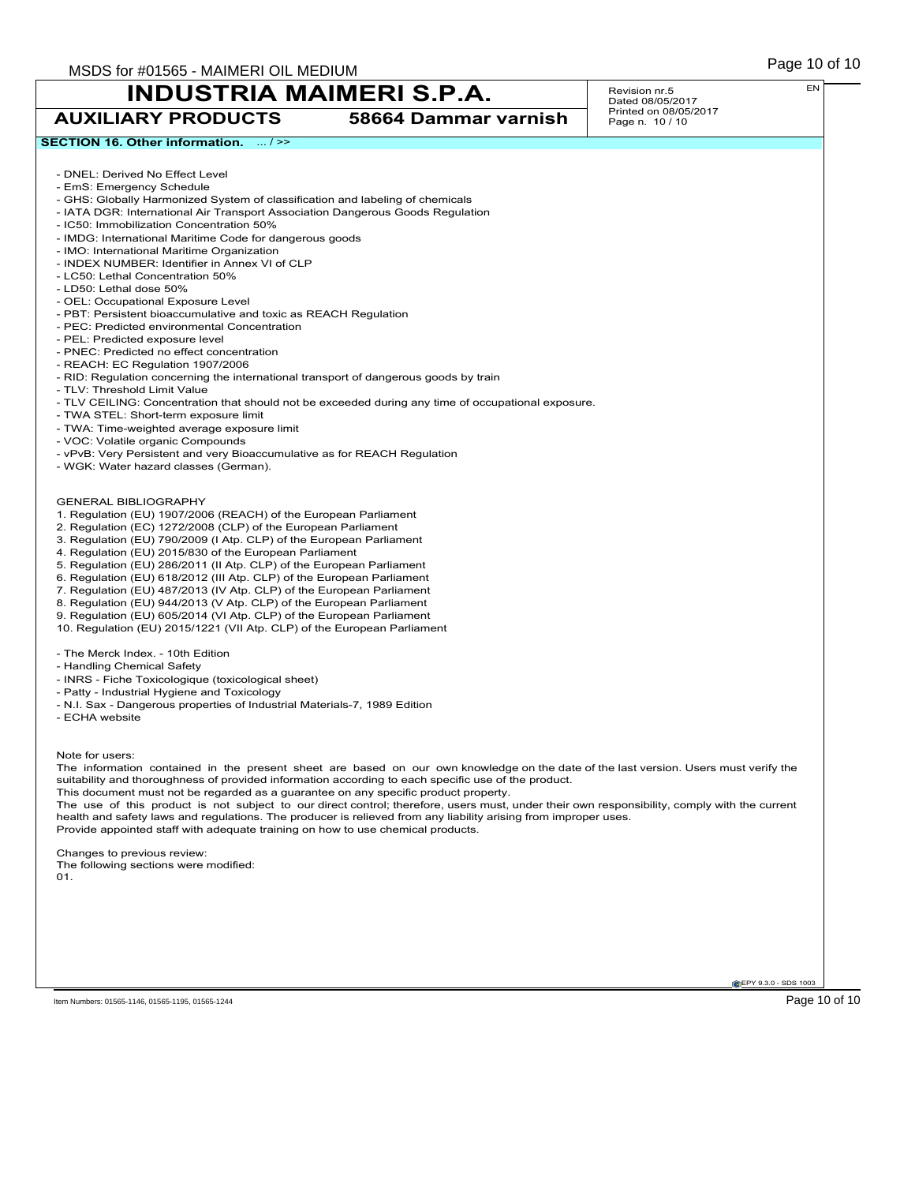**SECTION 16. Other information.** ... / >>

- DNEL: Derived No Effect Level
- EmS: Emergency Schedule
- GHS: Globally Harmonized System of classification and labeling of chemicals
- IATA DGR: International Air Transport Association Dangerous Goods Regulation
- IC50: Immobilization Concentration 50%
- IMDG: International Maritime Code for dangerous goods
- IMO: International Maritime Organization
- INDEX NUMBER: Identifier in Annex VI of CLP
- LC50: Lethal Concentration 50%
- LD50: Lethal dose 50%
- OEL: Occupational Exposure Level
- PBT: Persistent bioaccumulative and toxic as REACH Regulation
- PEC: Predicted environmental Concentration
- PEL: Predicted exposure level
- PNEC: Predicted no effect concentration
- REACH: EC Regulation 1907/2006
- RID: Regulation concerning the international transport of dangerous goods by train
- TLV: Threshold Limit Value
- TLV CEILING: Concentration that should not be exceeded during any time of occupational exposure.
- TWA STEL: Short-term exposure limit
- TWA: Time-weighted average exposure limit
- VOC: Volatile organic Compounds
- vPvB: Very Persistent and very Bioaccumulative as for REACH Regulation
- WGK: Water hazard classes (German).

GENERAL BIBLIOGRAPHY

1. Regulation (EU) 1907/2006 (REACH) of the European Parliament
2. Regulation (EC) 1272/2008 (CLP) of the European Parliament
3. Regulation (EU) 790/2009 (I Atp. CLP) of the European Parliament
4. Regulation (EU) 2015/830 of the European Parliament
5. Regulation (EU) 286/2011 (II Atp. CLP) of the European Parliament
6. Regulation (EU) 618/2012 (III Atp. CLP) of the European Parliament
7. Regulation (EU) 487/2013 (IV Atp. CLP) of the European Parliament
8. Regulation (EU) 944/2013 (V Atp. CLP) of the European Parliament
9. Regulation (EU) 605/2014 (VI Atp. CLP) of the European Parliament
10. Regulation (EU) 2015/1221 (VII Atp. CLP) of the European Parliament

- The Merck Index. - 10th Edition
- Handling Chemical Safety
- INRS - Fiche Toxicologique (toxicological sheet)
- Patty - Industrial Hygiene and Toxicology
- N.I. Sax - Dangerous properties of Industrial Materials-7, 1989 Edition
- ECHA website

Note for users:
The information contained in the present sheet are based on our own knowledge on the date of the last version. Users must verify the suitability and thoroughness of provided information according to each specific use of the product.
This document must not be regarded as a guarantee on any specific product property.
The use of this product is not subject to our direct control; therefore, users must, under their own responsibility, comply with the current health and safety laws and regulations. The producer is relieved from any liability arising from improper uses.
Provide appointed staff with adequate training on how to use chemical products.

Changes to previous review:
The following sections were modified:
01.

Item Numbers: 01565-1146, 01565-1195, 01565-1244